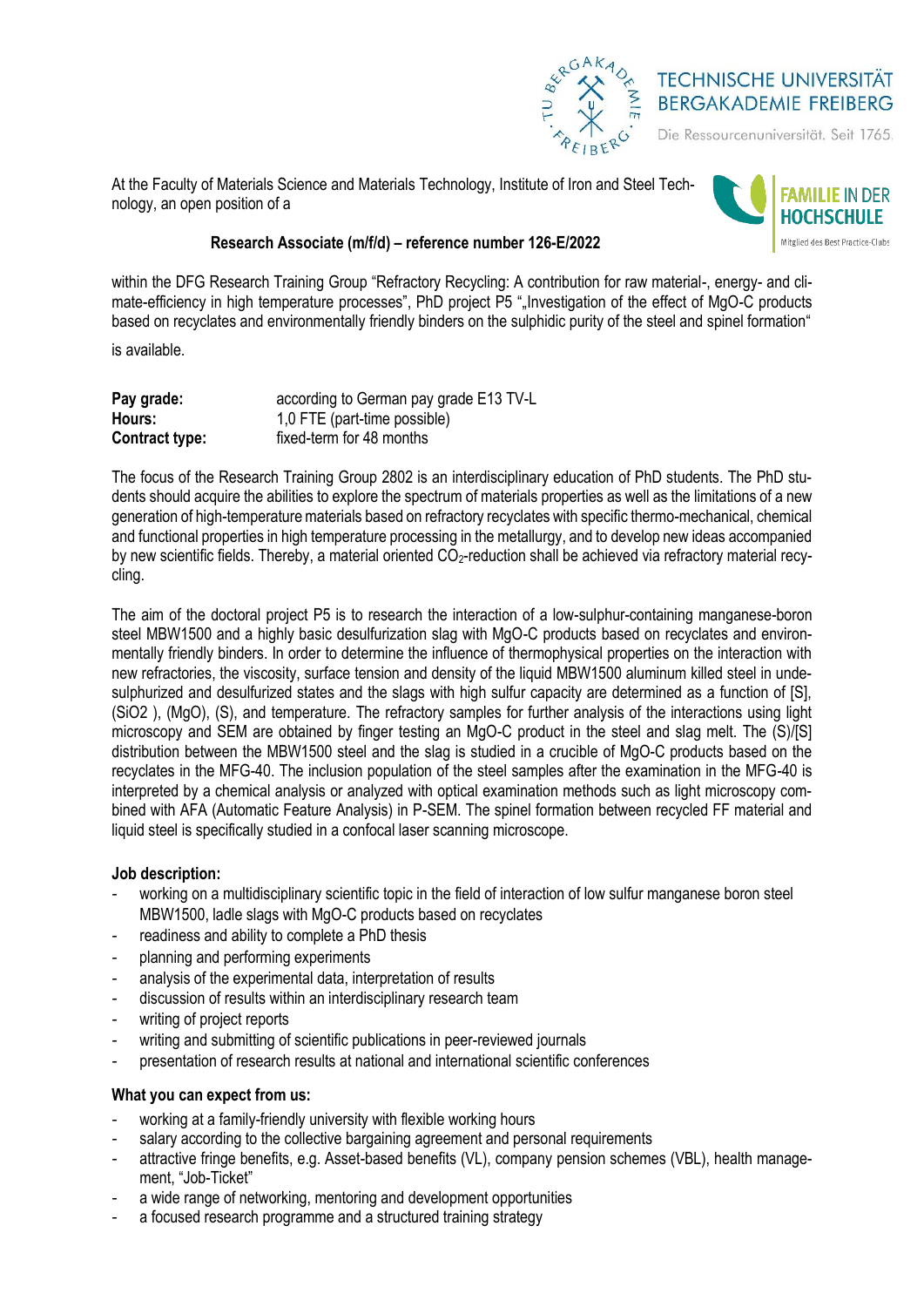TECHNISCHE UNIVERSITÄT BERGAKADEMIE FREIBERG

Die Ressourcenuniversität. Seit 1765.

FAMILIE IN DER HOCHSCHULE

Mitglied des Best Practice-Clubs

At the Faculty of Materials Science and Materials Technology, Institute of Iron and Steel Technology, an open position of a

**Research Associate (m/f/d) – reference number 126-E/2022**

within the DFG Research Training Group "Refractory Recycling: A contribution for raw material-, energy- and climate-efficiency in high temperature processes", PhD project P5 "„Investigation of the effect of MgO-C products based on recyclates and environmentally friendly binders on the sulphidic purity of the steel and spinel formation"

is available.

| | |
|---|---|
| **Pay grade:** | according to German pay grade E13 TV-L |
| **Hours:** | 1,0 FTE (part-time possible) |
| **Contract type:** | fixed-term for 48 months |

The focus of the Research Training Group 2802 is an interdisciplinary education of PhD students. The PhD students should acquire the abilities to explore the spectrum of materials properties as well as the limitations of a new generation of high-temperature materials based on refractory recyclates with specific thermo-mechanical, chemical and functional properties in high temperature processing in the metallurgy, and to develop new ideas accompanied by new scientific fields. Thereby, a material oriented $CO_2$-reduction shall be achieved via refractory material recycling.

The aim of the doctoral project P5 is to research the interaction of a low-sulphur-containing manganese-boron steel MBW1500 and a highly basic desulfurization slag with MgO-C products based on recyclates and environmentally friendly binders. In order to determine the influence of thermophysical properties on the interaction with new refractories, the viscosity, surface tension and density of the liquid MBW1500 aluminum killed steel in undesulphurized and desulfurized states and the slags with high sulfur capacity are determined as a function of [S], ($SiO_2$ ), (MgO), (S), and temperature. The refractory samples for further analysis of the interactions using light microscopy and SEM are obtained by finger testing an MgO-C product in the steel and slag melt. The (S)/[S] distribution between the MBW1500 steel and the slag is studied in a crucible of MgO-C products based on the recyclates in the MFG-40. The inclusion population of the steel samples after the examination in the MFG-40 is interpreted by a chemical analysis or analyzed with optical examination methods such as light microscopy combined with AFA (Automatic Feature Analysis) in P-SEM. The spinel formation between recycled FF material and liquid steel is specifically studied in a confocal laser scanning microscope.

**Job description:**

- working on a multidisciplinary scientific topic in the field of interaction of low sulfur manganese boron steel MBW1500, ladle slags with MgO-C products based on recyclates
- readiness and ability to complete a PhD thesis
- planning and performing experiments
- analysis of the experimental data, interpretation of results
- discussion of results within an interdisciplinary research team
- writing of project reports
- writing and submitting of scientific publications in peer-reviewed journals
- presentation of research results at national and international scientific conferences

**What you can expect from us:**

- working at a family-friendly university with flexible working hours
- salary according to the collective bargaining agreement and personal requirements
- attractive fringe benefits, e.g. Asset-based benefits (VL), company pension schemes (VBL), health management, "Job-Ticket"
- a wide range of networking, mentoring and development opportunities
- a focused research programme and a structured training strategy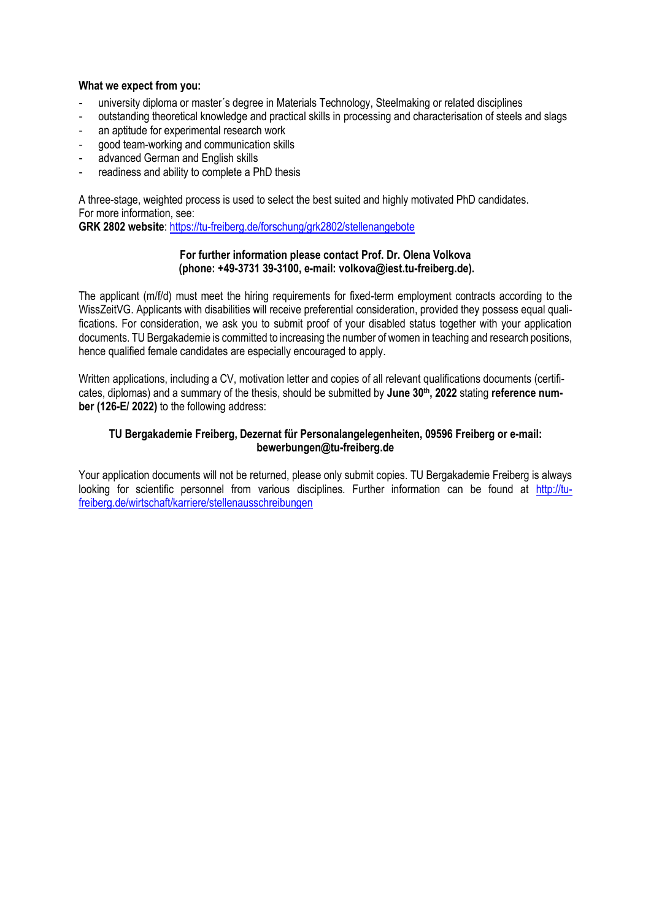**What we expect from you:**

- university diploma or master´s degree in Materials Technology, Steelmaking or related disciplines
- outstanding theoretical knowledge and practical skills in processing and characterisation of steels and slags
- an aptitude for experimental research work
- good team-working and communication skills
- advanced German and English skills
- readiness and ability to complete a PhD thesis

A three-stage, weighted process is used to select the best suited and highly motivated PhD candidates.
For more information, see:
**GRK 2802 website**: https://tu-freiberg.de/forschung/grk2802/stellenangebote

**For further information please contact Prof. Dr. Olena Volkova (phone: +49-3731 39-3100, e-mail: volkova@iest.tu-freiberg.de).**

The applicant (m/f/d) must meet the hiring requirements for fixed-term employment contracts according to the WissZeitVG. Applicants with disabilities will receive preferential consideration, provided they possess equal qualifications. For consideration, we ask you to submit proof of your disabled status together with your application documents. TU Bergakademie is committed to increasing the number of women in teaching and research positions, hence qualified female candidates are especially encouraged to apply.

Written applications, including a CV, motivation letter and copies of all relevant qualifications documents (certificates, diplomas) and a summary of the thesis, should be submitted by **June 30th, 2022** stating **reference number (126-E/ 2022)** to the following address:

**TU Bergakademie Freiberg, Dezernat für Personalangelegenheiten, 09596 Freiberg or e-mail: bewerbungen@tu-freiberg.de**

Your application documents will not be returned, please only submit copies. TU Bergakademie Freiberg is always looking for scientific personnel from various disciplines. Further information can be found at http://tu-freiberg.de/wirtschaft/karriere/stellenausschreibungen